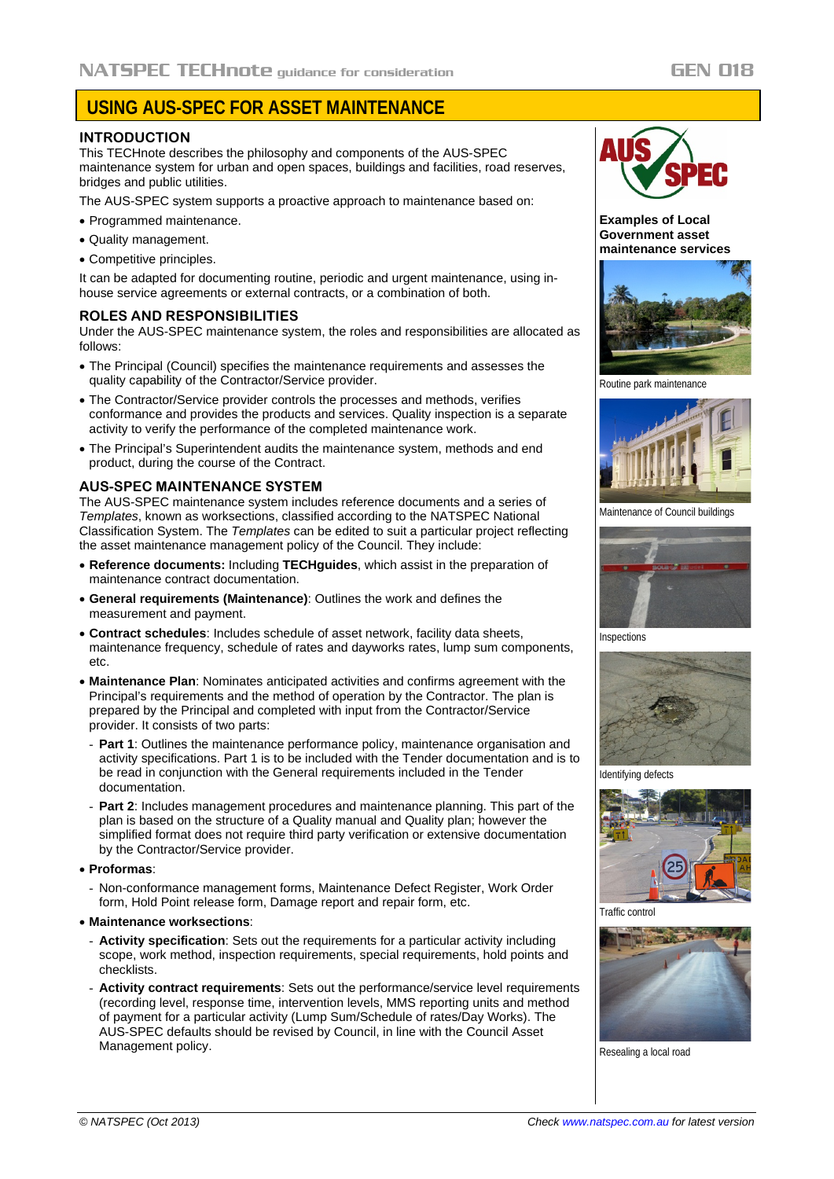# USING AUS-SPEC FOR ASSET MAINTENANCE

## INTRODUCTION

This TECHnote describes the philosophy and components of the AUS-SPEC maintenance system for urban and open spaces, buildings and facilities, road reserves, bridges and public utilities.

The AUS-SPEC system supports a proactive approach to maintenance based on:

- Programmed maintenance.
- Quality management.
- Competitive principles.

It can be adapted for documenting routine, periodic and urgent maintenance, using in-house service agreements or external contracts, or a combination of both.

## ROLES AND RESPONSIBILITIES

Under the AUS-SPEC maintenance system, the roles and responsibilities are allocated as follows:

- The Principal (Council) specifies the maintenance requirements and assesses the quality capability of the Contractor/Service provider.
- The Contractor/Service provider controls the processes and methods, verifies conformance and provides the products and services. Quality inspection is a separate activity to verify the performance of the completed maintenance work.
- The Principal's Superintendent audits the maintenance system, methods and end product, during the course of the Contract.

## AUS-SPEC MAINTENANCE SYSTEM

The AUS-SPEC maintenance system includes reference documents and a series of *Templates*, known as worksections, classified according to the NATSPEC National Classification System. The *Templates* can be edited to suit a particular project reflecting the asset maintenance management policy of the Council. They include:

- **Reference documents:** Including **TECHguides**, which assist in the preparation of maintenance contract documentation.
- **General requirements (Maintenance)**: Outlines the work and defines the measurement and payment.
- **Contract schedules**: Includes schedule of asset network, facility data sheets, maintenance frequency, schedule of rates and dayworks rates, lump sum components, etc.
- **Maintenance Plan**: Nominates anticipated activities and confirms agreement with the Principal's requirements and the method of operation by the Contractor. The plan is prepared by the Principal and completed with input from the Contractor/Service provider. It consists of two parts:
  - **Part 1**: Outlines the maintenance performance policy, maintenance organisation and activity specifications. Part 1 is to be included with the Tender documentation and is to be read in conjunction with the General requirements included in the Tender documentation.
  - **Part 2**: Includes management procedures and maintenance planning. This part of the plan is based on the structure of a Quality manual and Quality plan; however the simplified format does not require third party verification or extensive documentation by the Contractor/Service provider.
- **Proformas**:
  - Non-conformance management forms, Maintenance Defect Register, Work Order form, Hold Point release form, Damage report and repair form, etc.
- **Maintenance worksections**:
  - **Activity specification**: Sets out the requirements for a particular activity including scope, work method, inspection requirements, special requirements, hold points and checklists.
  - **Activity contract requirements**: Sets out the performance/service level requirements (recording level, response time, intervention levels, MMS reporting units and method of payment for a particular activity (Lump Sum/Schedule of rates/Day Works). The AUS-SPEC defaults should be revised by Council, in line with the Council Asset Management policy.

**Examples of Local Government asset maintenance services**

Routine park maintenance

Maintenance of Council buildings

Inspections

Identifying defects

Traffic control

Resealing a local road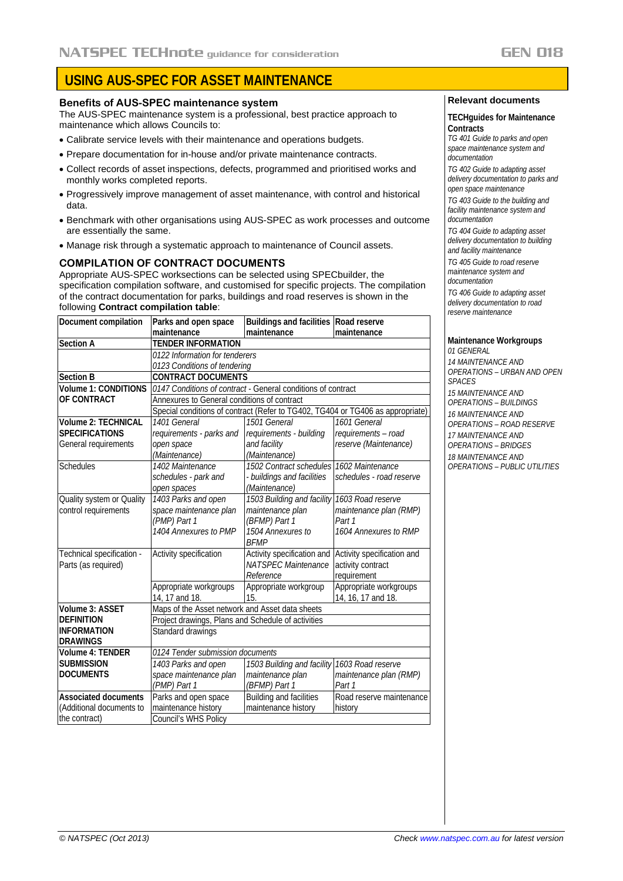# USING AUS-SPEC FOR ASSET MAINTENANCE

## Benefits of AUS-SPEC maintenance system

The AUS-SPEC maintenance system is a professional, best practice approach to maintenance which allows Councils to:

- Calibrate service levels with their maintenance and operations budgets.
- Prepare documentation for in-house and/or private maintenance contracts.
- Collect records of asset inspections, defects, programmed and prioritised works and monthly works completed reports.
- Progressively improve management of asset maintenance, with control and historical data.
- Benchmark with other organisations using AUS-SPEC as work processes and outcome are essentially the same.
- Manage risk through a systematic approach to maintenance of Council assets.

## COMPILATION OF CONTRACT DOCUMENTS

Appropriate AUS-SPEC worksections can be selected using SPECbuilder, the specification compilation software, and customised for specific projects. The compilation of the contract documentation for parks, buildings and road reserves is shown in the following **Contract compilation table**:

| Document compilation | Parks and open space maintenance | Buildings and facilities maintenance | Road reserve maintenance |
|---|---|---|---|
| **Section A** | **TENDER INFORMATION** | | |
| | *0122 Information for tenderers*<br>*0123 Conditions of tendering* | | |
| **Section B** | **CONTRACT DOCUMENTS** | | |
| **Volume 1: CONDITIONS OF CONTRACT** | *0147 Conditions of contract* - General conditions of contract | | |
| | Annexures to General conditions of contract | | |
| | Special conditions of contract (Refer to TG402, TG404 or TG406 as appropriate) | | |
| **Volume 2: TECHNICAL SPECIFICATIONS**<br>General requirements | *1401 General requirements - parks and open space (Maintenance)* | *1501 General requirements - building and facility (Maintenance)* | *1601 General requirements – road reserve (Maintenance)* |
| Schedules | *1402 Maintenance schedules - park and open spaces* | *1502 Contract schedules - buildings and facilities (Maintenance)* | *1602 Maintenance schedules - road reserve* |
| Quality system or Quality control requirements | *1403 Parks and open space maintenance plan (PMP) Part 1*<br>*1404 Annexures to PMP* | *1503 Building and facility maintenance plan (BFMP) Part 1*<br>*1504 Annexures to BFMP* | *1603 Road reserve maintenance plan (RMP) Part 1*<br>*1604 Annexures to RMP* |
| Technical specification - Parts (as required) | Activity specification | Activity specification and *NATSPEC Maintenance Reference* | Activity specification and activity contract requirement |
| | Appropriate workgroups 14, 17 and 18. | Appropriate workgroup 15. | Appropriate workgroups 14, 16, 17 and 18. |
| **Volume 3: ASSET DEFINITION INFORMATION DRAWINGS** | Maps of the Asset network and Asset data sheets | | |
| | Project drawings, Plans and Schedule of activities | | |
| | Standard drawings | | |
| **Volume 4: TENDER SUBMISSION DOCUMENTS** | *0124 Tender submission documents* | | |
| | *1403 Parks and open space maintenance plan (PMP) Part 1* | *1503 Building and facility maintenance plan (BFMP) Part 1* | *1603 Road reserve maintenance plan (RMP) Part 1* |
| **Associated documents** (Additional documents to the contract) | Parks and open space maintenance history | Building and facilities maintenance history | Road reserve maintenance history |
| | Council's WHS Policy | | |

## Relevant documents

### TECHguides for Maintenance Contracts

*TG 401 Guide to parks and open space maintenance system and documentation*

*TG 402 Guide to adapting asset delivery documentation to parks and open space maintenance*

*TG 403 Guide to the building and facility maintenance system and documentation*

*TG 404 Guide to adapting asset delivery documentation to building and facility maintenance*

*TG 405 Guide to road reserve maintenance system and documentation*

*TG 406 Guide to adapting asset delivery documentation to road reserve maintenance*

### Maintenance Workgroups

*01 GENERAL*

*14 MAINTENANCE AND OPERATIONS – URBAN AND OPEN SPACES*

*15 MAINTENANCE AND OPERATIONS – BUILDINGS*

*16 MAINTENANCE AND OPERATIONS – ROAD RESERVE*

*17 MAINTENANCE AND OPERATIONS – BRIDGES*

*18 MAINTENANCE AND OPERATIONS – PUBLIC UTILITIES*